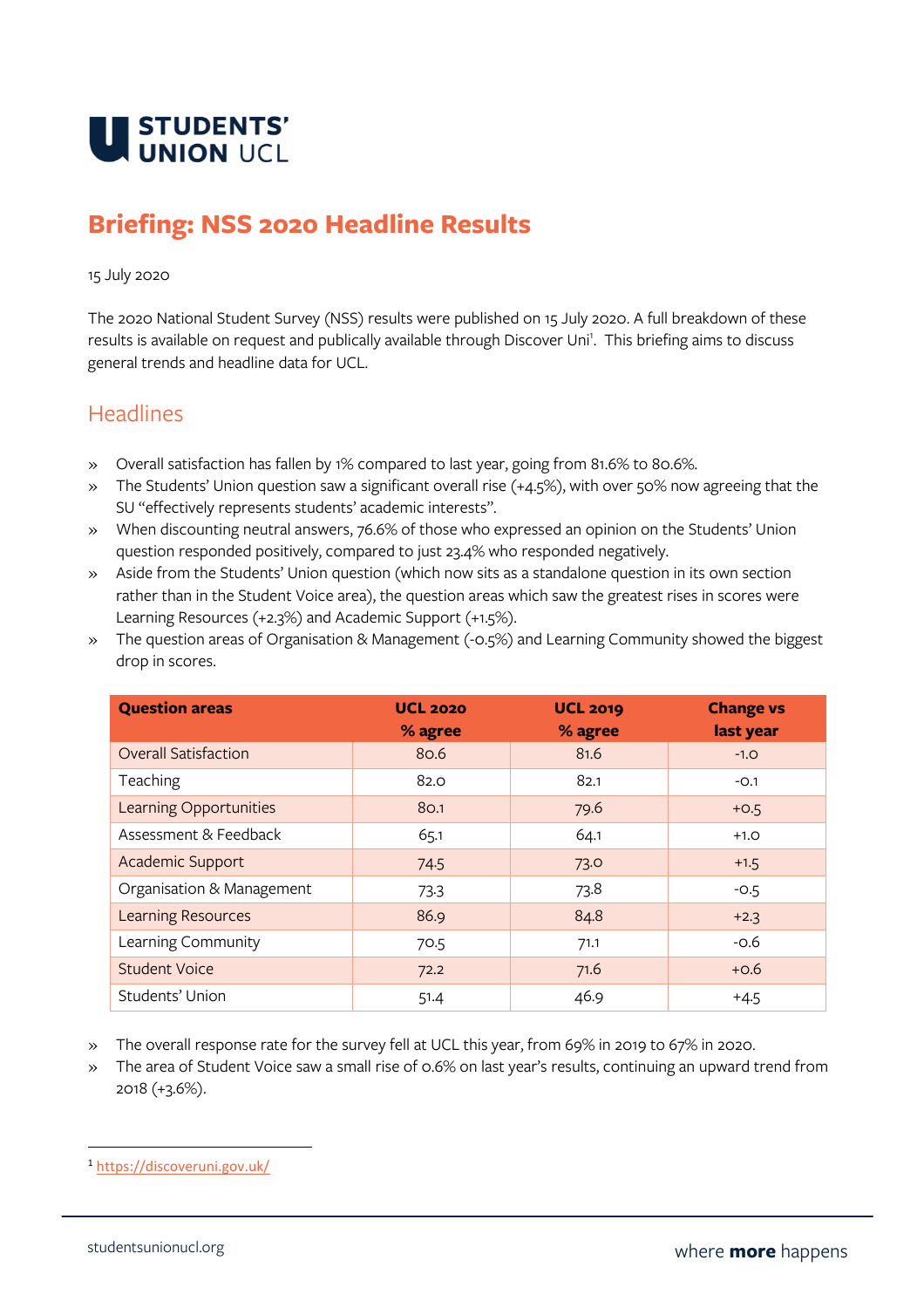# Briefing: NSS 2020 Headline Results

15 July 2020

The 2020 National Student Survey (NSS) results were published on 15 July 2020. A full breakdown of these results is available on request and publically available through Discover Uni[1]. This briefing aims to discuss general trends and headline data for UCL.

## Headlines

- Overall satisfaction has fallen by 1% compared to last year, going from 81.6% to 80.6%.
- The Students' Union question saw a significant overall rise (+4.5%), with over 50% now agreeing that the SU "effectively represents students' academic interests".
- When discounting neutral answers, 76.6% of those who expressed an opinion on the Students' Union question responded positively, compared to just 23.4% who responded negatively.
- Aside from the Students' Union question (which now sits as a standalone question in its own section rather than in the Student Voice area), the question areas which saw the greatest rises in scores were Learning Resources (+2.3%) and Academic Support (+1.5%).
- The question areas of Organisation & Management (-0.5%) and Learning Community showed the biggest drop in scores.

| Question areas | UCL 2020 % agree | UCL 2019 % agree | Change vs last year |
|---|---|---|---|
| Overall Satisfaction | 80.6 | 81.6 | -1.0 |
| Teaching | 82.0 | 82.1 | -0.1 |
| Learning Opportunities | 80.1 | 79.6 | +0.5 |
| Assessment & Feedback | 65.1 | 64.1 | +1.0 |
| Academic Support | 74.5 | 73.0 | +1.5 |
| Organisation & Management | 73.3 | 73.8 | -0.5 |
| Learning Resources | 86.9 | 84.8 | +2.3 |
| Learning Community | 70.5 | 71.1 | -0.6 |
| Student Voice | 72.2 | 71.6 | +0.6 |
| Students' Union | 51.4 | 46.9 | +4.5 |

- The overall response rate for the survey fell at UCL this year, from 69% in 2019 to 67% in 2020.
- The area of Student Voice saw a small rise of 0.6% on last year's results, continuing an upward trend from 2018 (+3.6%).

[1] https://discoveruni.gov.uk/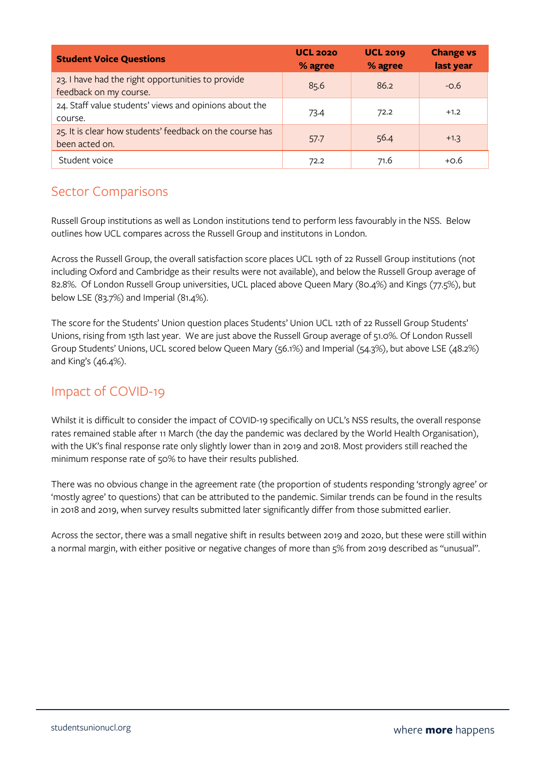| Student Voice Questions | UCL 2020 % agree | UCL 2019 % agree | Change vs last year |
|---|---|---|---|
| 23. I have had the right opportunities to provide feedback on my course. | 85.6 | 86.2 | -0.6 |
| 24. Staff value students' views and opinions about the course. | 73.4 | 72.2 | +1.2 |
| 25. It is clear how students' feedback on the course has been acted on. | 57.7 | 56.4 | +1.3 |
| Student voice | 72.2 | 71.6 | +0.6 |

## Sector Comparisons

Russell Group institutions as well as London institutions tend to perform less favourably in the NSS. Below outlines how UCL compares across the Russell Group and institutons in London.

Across the Russell Group, the overall satisfaction score places UCL 19th of 22 Russell Group institutions (not including Oxford and Cambridge as their results were not available), and below the Russell Group average of 82.8%. Of London Russell Group universities, UCL placed above Queen Mary (80.4%) and Kings (77.5%), but below LSE (83.7%) and Imperial (81.4%).

The score for the Students' Union question places Students' Union UCL 12th of 22 Russell Group Students' Unions, rising from 15th last year. We are just above the Russell Group average of 51.0%. Of London Russell Group Students' Unions, UCL scored below Queen Mary (56.1%) and Imperial (54.3%), but above LSE (48.2%) and King's (46.4%).

## Impact of COVID-19

Whilst it is difficult to consider the impact of COVID-19 specifically on UCL's NSS results, the overall response rates remained stable after 11 March (the day the pandemic was declared by the World Health Organisation), with the UK's final response rate only slightly lower than in 2019 and 2018. Most providers still reached the minimum response rate of 50% to have their results published.

There was no obvious change in the agreement rate (the proportion of students responding 'strongly agree' or 'mostly agree' to questions) that can be attributed to the pandemic. Similar trends can be found in the results in 2018 and 2019, when survey results submitted later significantly differ from those submitted earlier.

Across the sector, there was a small negative shift in results between 2019 and 2020, but these were still within a normal margin, with either positive or negative changes of more than 5% from 2019 described as "unusual".